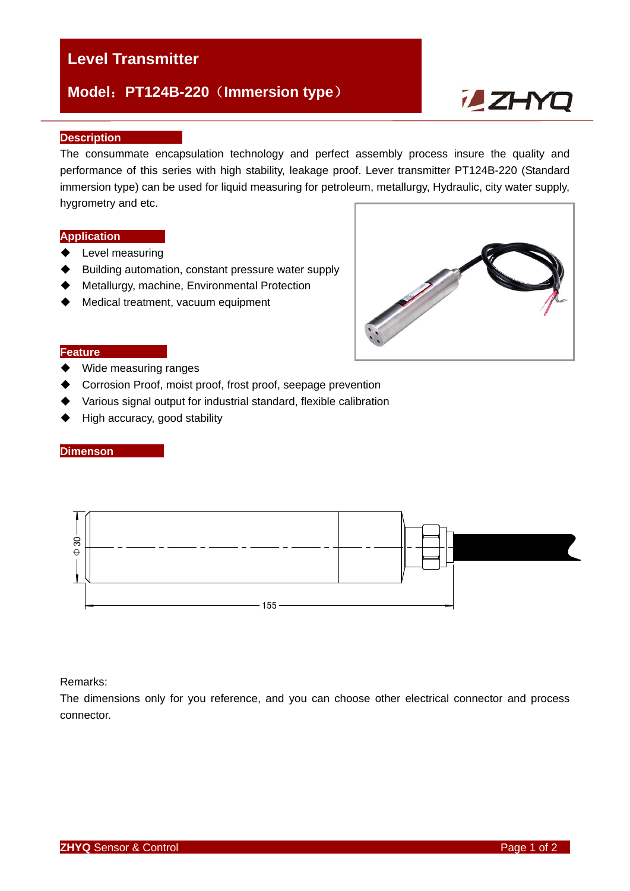# Level Transmitter

## Model：PT124B-220（Immersion type）

ZHYQ

### Description

The consummate encapsulation technology and perfect assembly process insure the quality and performance of this series with high stability, leakage proof. Lever transmitter PT124B-220 (Standard immersion type) can be used for liquid measuring for petroleum, metallurgy, Hydraulic, city water supply, hygrometry and etc.

### Application

- Level measuring
- Building automation, constant pressure water supply
- Metallurgy, machine, Environmental Protection
- Medical treatment, vacuum equipment

### Feature

- Wide measuring ranges
- Corrosion Proof, moist proof, frost proof, seepage prevention
- Various signal output for industrial standard, flexible calibration
- High accuracy, good stability

### Dimenson

Φ 30

155

Remarks:

The dimensions only for you reference, and you can choose other electrical connector and process connector.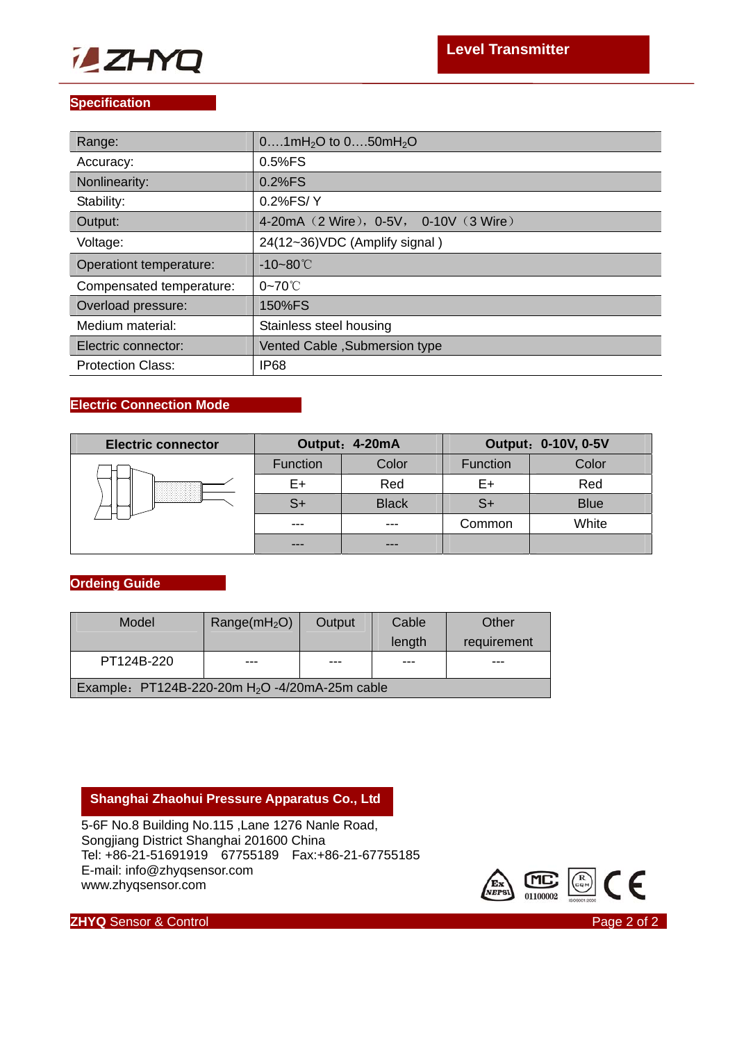## Specification

| | |
|---|---|
| Range: | 0….1m$H_2O$ to 0….50m$H_2O$ |
| Accuracy: | 0.5%FS |
| Nonlinearity: | 0.2%FS |
| Stability: | 0.2%FS/ Y |
| Output: | 4-20mA（2 Wire），0-5V， 0-10V（3 Wire） |
| Voltage: | 24(12~36)VDC (Amplify signal ) |
| Operationt temperature: | -10~80℃ |
| Compensated temperature: | 0~70℃ |
| Overload pressure: | 150%FS |
| Medium material: | Stainless steel housing |
| Electric connector: | Vented Cable ,Submersion type |
| Protection Class: | IP68 |

## Electric Connection Mode

| Electric connector | Output：4-20mA | | Output：0-10V, 0-5V | |
|---|---|---|---|---|
| | Function | Color | Function | Color |
| | E+ | Red | E+ | Red |
| | S+ | Black | S+ | Blue |
| | --- | --- | Common | White |
| | --- | --- | | |

## Ordeing Guide

| Model | Range($mH_2O$) | Output | Cable length | Other requirement |
|---|---|---|---|---|
| PT124B-220 | --- | --- | --- | --- |
| Example：PT124B-220-20m $H_2O$ -4/20mA-25m cable | | | | |

**Shanghai Zhaohui Pressure Apparatus Co., Ltd**

5-6F No.8 Building No.115 ,Lane 1276 Nanle Road,
Songjiang District Shanghai 201600 China
Tel: +86-21-51691919 67755189 Fax:+86-21-67755185
E-mail: info@zhyqsensor.com
www.zhyqsensor.com